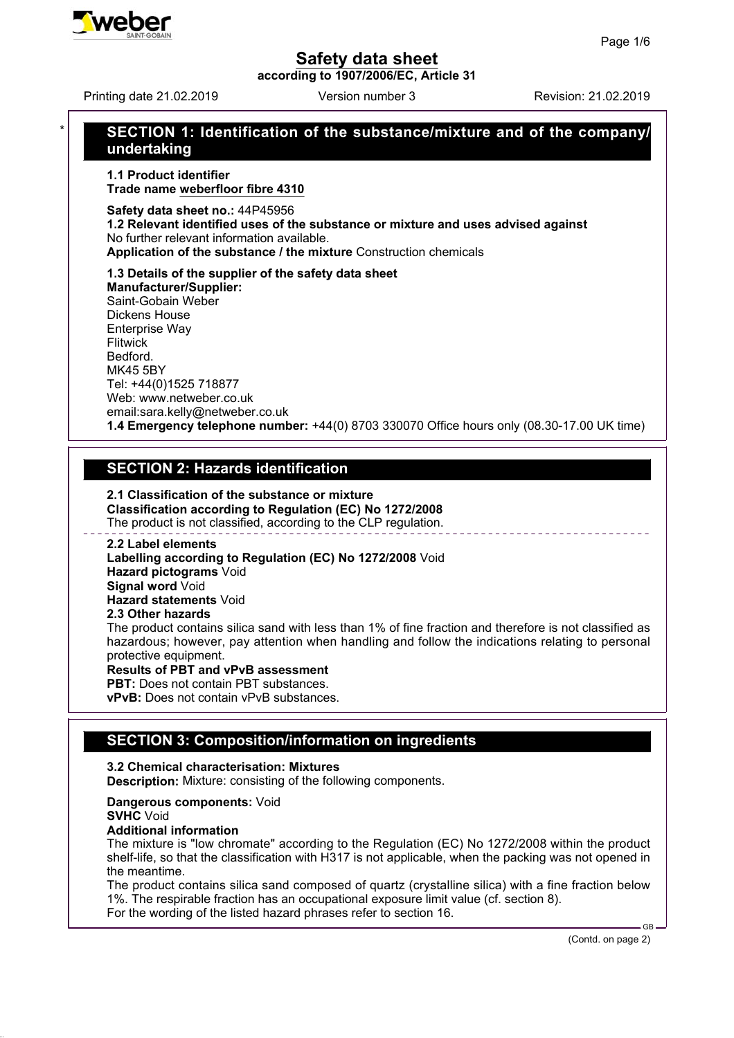# Safety data sheet

**according to 1907/2006/EC, Article 31**

Printing date 21.02.2019 Version number 3 Revision: 21.02.2019

## SECTION 1: Identification of the substance/mixture and of the company/undertaking

**1.1 Product identifier**

**Trade name** weberfloor fibre 4310

**Safety data sheet no.:** 44P45956

**1.2 Relevant identified uses of the substance or mixture and uses advised against**

No further relevant information available.

**Application of the substance / the mixture** Construction chemicals

**1.3 Details of the supplier of the safety data sheet**

**Manufacturer/Supplier:**

Saint-Gobain Weber
Dickens House
Enterprise Way
Flitwick
Bedford.
MK45 5BY
Tel: +44(0)1525 718877
Web: www.netweber.co.uk
email:sara.kelly@netweber.co.uk

**1.4 Emergency telephone number:** +44(0) 8703 330070 Office hours only (08.30-17.00 UK time)

## SECTION 2: Hazards identification

**2.1 Classification of the substance or mixture**

**Classification according to Regulation (EC) No 1272/2008**

The product is not classified, according to the CLP regulation.

**2.2 Label elements**

**Labelling according to Regulation (EC) No 1272/2008** Void

**Hazard pictograms** Void

**Signal word** Void

**Hazard statements** Void

**2.3 Other hazards**

The product contains silica sand with less than 1% of fine fraction and therefore is not classified as hazardous; however, pay attention when handling and follow the indications relating to personal protective equipment.

**Results of PBT and vPvB assessment**

**PBT:** Does not contain PBT substances.

**vPvB:** Does not contain vPvB substances.

## SECTION 3: Composition/information on ingredients

**3.2 Chemical characterisation: Mixtures**

**Description:** Mixture: consisting of the following components.

**Dangerous components:** Void

**SVHC** Void

**Additional information**

The mixture is "low chromate" according to the Regulation (EC) No 1272/2008 within the product shelf-life, so that the classification with H317 is not applicable, when the packing was not opened in the meantime.

The product contains silica sand composed of quartz (crystalline silica) with a fine fraction below 1%. The respirable fraction has an occupational exposure limit value (cf. section 8).

For the wording of the listed hazard phrases refer to section 16.

(Contd. on page 2)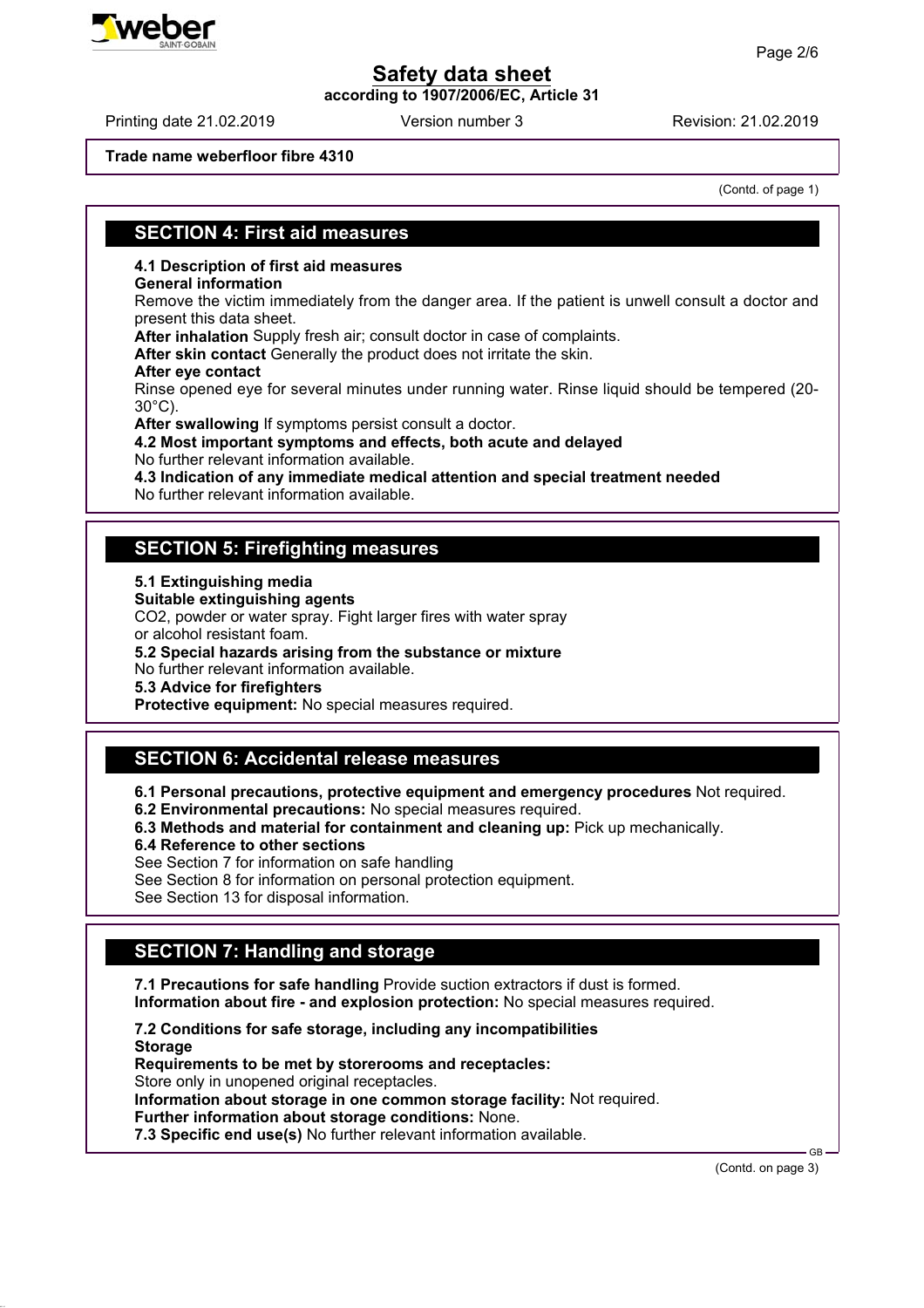**Trade name weberfloor fibre 4310**

(Contd. of page 1)

## SECTION 4: First aid measures

**4.1 Description of first aid measures**

**General information**

Remove the victim immediately from the danger area. If the patient is unwell consult a doctor and present this data sheet.

**After inhalation** Supply fresh air; consult doctor in case of complaints.

**After skin contact** Generally the product does not irritate the skin.

**After eye contact**

Rinse opened eye for several minutes under running water. Rinse liquid should be tempered (20-30°C).

**After swallowing** If symptoms persist consult a doctor.

**4.2 Most important symptoms and effects, both acute and delayed**

No further relevant information available.

**4.3 Indication of any immediate medical attention and special treatment needed**

No further relevant information available.

## SECTION 5: Firefighting measures

**5.1 Extinguishing media**

**Suitable extinguishing agents**

$CO_2$, powder or water spray. Fight larger fires with water spray or alcohol resistant foam.

**5.2 Special hazards arising from the substance or mixture**

No further relevant information available.

**5.3 Advice for firefighters**

**Protective equipment:** No special measures required.

## SECTION 6: Accidental release measures

**6.1 Personal precautions, protective equipment and emergency procedures** Not required.

**6.2 Environmental precautions:** No special measures required.

**6.3 Methods and material for containment and cleaning up:** Pick up mechanically.

**6.4 Reference to other sections**

See Section 7 for information on safe handling

See Section 8 for information on personal protection equipment.

See Section 13 for disposal information.

## SECTION 7: Handling and storage

**7.1 Precautions for safe handling** Provide suction extractors if dust is formed.

**Information about fire - and explosion protection:** No special measures required.

**7.2 Conditions for safe storage, including any incompatibilities**

**Storage**

**Requirements to be met by storerooms and receptacles:**

Store only in unopened original receptacles.

**Information about storage in one common storage facility:** Not required.

**Further information about storage conditions:** None.

**7.3 Specific end use(s)** No further relevant information available.

(Contd. on page 3)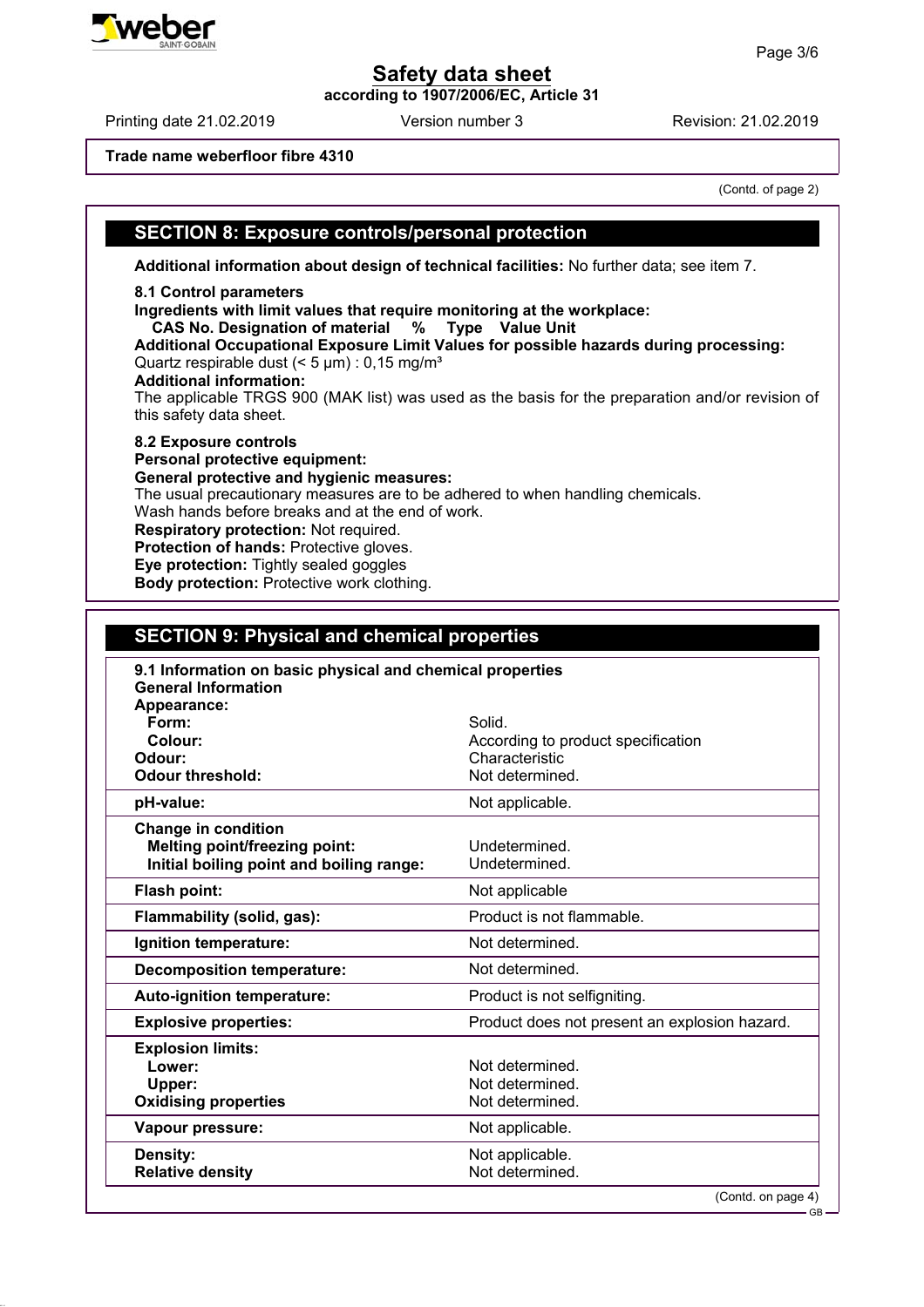**Trade name weberfloor fibre 4310**

(Contd. of page 2)

## SECTION 8: Exposure controls/personal protection

**Additional information about design of technical facilities:** No further data; see item 7.

**8.1 Control parameters**

**Ingredients with limit values that require monitoring at the workplace:**

**CAS No. Designation of material % Type Value Unit**

**Additional Occupational Exposure Limit Values for possible hazards during processing:**

Quartz respirable dust (< 5 µm) : 0,15 mg/m³

**Additional information:**

The applicable TRGS 900 (MAK list) was used as the basis for the preparation and/or revision of this safety data sheet.

**8.2 Exposure controls**

**Personal protective equipment:**

**General protective and hygienic measures:**

The usual precautionary measures are to be adhered to when handling chemicals.

Wash hands before breaks and at the end of work.

**Respiratory protection:** Not required.

**Protection of hands:** Protective gloves.

**Eye protection:** Tightly sealed goggles

**Body protection:** Protective work clothing.

## SECTION 9: Physical and chemical properties

| **9.1 Information on basic physical and chemical properties** | |
|---|---|
| **General Information** | |
| **Appearance:** | |
| **Form:** | Solid. |
| **Colour:** | According to product specification |
| **Odour:** | Characteristic |
| **Odour threshold:** | Not determined. |
| **pH-value:** | Not applicable. |
| **Change in condition** | |
| **Melting point/freezing point:** | Undetermined. |
| **Initial boiling point and boiling range:** | Undetermined. |
| **Flash point:** | Not applicable |
| **Flammability (solid, gas):** | Product is not flammable. |
| **Ignition temperature:** | Not determined. |
| **Decomposition temperature:** | Not determined. |
| **Auto-ignition temperature:** | Product is not selfigniting. |
| **Explosive properties:** | Product does not present an explosion hazard. |
| **Explosion limits:** | |
| **Lower:** | Not determined. |
| **Upper:** | Not determined. |
| **Oxidising properties** | Not determined. |
| **Vapour pressure:** | Not applicable. |
| **Density:** | Not applicable. |
| **Relative density** | Not determined. |

(Contd. on page 4)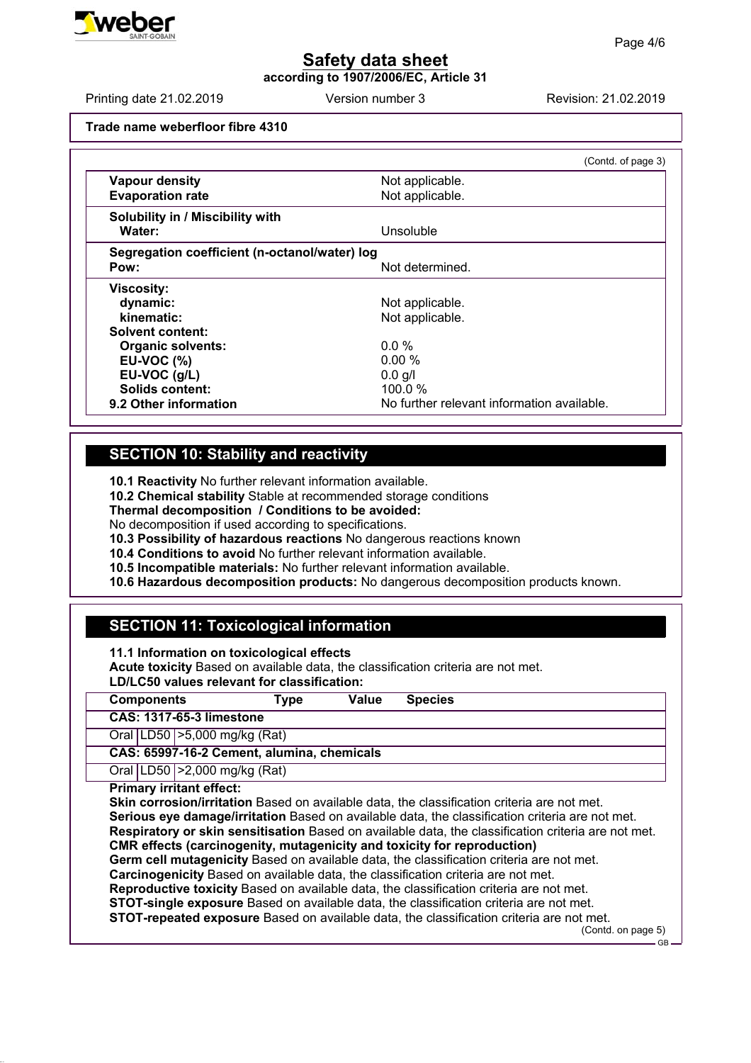Safety data sheet

according to 1907/2006/EC, Article 31

Printing date 21.02.2019 Version number 3 Revision: 21.02.2019

**Trade name weberfloor fibre 4310**

(Contd. of page 3)

| | |
|---|---|
| **Vapour density** | Not applicable. |
| **Evaporation rate** | Not applicable. |
| **Solubility in / Miscibility with** | |
| **Water:** | Unsoluble |
| **Segregation coefficient (n-octanol/water) log Pow:** | Not determined. |
| **Viscosity:** | |
| **dynamic:** | Not applicable. |
| **kinematic:** | Not applicable. |
| **Solvent content:** | |
| **Organic solvents:** | 0.0 % |
| **EU-VOC (%)** | 0.00 % |
| **EU-VOC (g/L)** | 0.0 g/l |
| **Solids content:** | 100.0 % |
| **9.2 Other information** | No further relevant information available. |

## SECTION 10: Stability and reactivity

**10.1 Reactivity** No further relevant information available.
**10.2 Chemical stability** Stable at recommended storage conditions
**Thermal decomposition / Conditions to be avoided:**
No decomposition if used according to specifications.
**10.3 Possibility of hazardous reactions** No dangerous reactions known
**10.4 Conditions to avoid** No further relevant information available.
**10.5 Incompatible materials:** No further relevant information available.
**10.6 Hazardous decomposition products:** No dangerous decomposition products known.

## SECTION 11: Toxicological information

**11.1 Information on toxicological effects**
**Acute toxicity** Based on available data, the classification criteria are not met.
**LD/LC50 values relevant for classification:**

| Components | Type | Value | Species |
|---|---|---|---|
| **CAS: 1317-65-3 limestone** | | | |
| Oral | LD50 | >5,000 mg/kg | (Rat) |
| **CAS: 65997-16-2 Cement, alumina, chemicals** | | | |
| Oral | LD50 | >2,000 mg/kg | (Rat) |

**Primary irritant effect:**
**Skin corrosion/irritation** Based on available data, the classification criteria are not met.
**Serious eye damage/irritation** Based on available data, the classification criteria are not met.
**Respiratory or skin sensitisation** Based on available data, the classification criteria are not met.
**CMR effects (carcinogenity, mutagenicity and toxicity for reproduction)**
**Germ cell mutagenicity** Based on available data, the classification criteria are not met.
**Carcinogenicity** Based on available data, the classification criteria are not met.
**Reproductive toxicity** Based on available data, the classification criteria are not met.
**STOT-single exposure** Based on available data, the classification criteria are not met.
**STOT-repeated exposure** Based on available data, the classification criteria are not met.

(Contd. on page 5)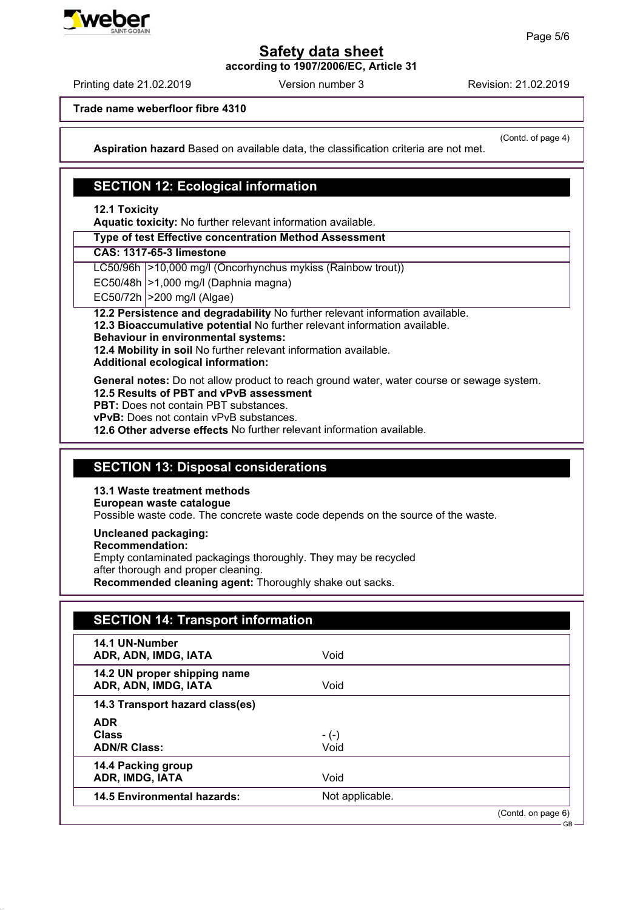Trade name weberfloor fibre 4310

(Contd. of page 4)

**Aspiration hazard** Based on available data, the classification criteria are not met.

## SECTION 12: Ecological information

**12.1 Toxicity**

**Aquatic toxicity:** No further relevant information available.

| Type of test Effective concentration Method Assessment | |
|---|---|
| **CAS: 1317-65-3 limestone** | |
| LC50/96h | >10,000 mg/l (Oncorhynchus mykiss (Rainbow trout)) |
| EC50/48h | >1,000 mg/l (Daphnia magna) |
| EC50/72h | >200 mg/l (Algae) |

**12.2 Persistence and degradability** No further relevant information available.

**12.3 Bioaccumulative potential** No further relevant information available.

**Behaviour in environmental systems:**

**12.4 Mobility in soil** No further relevant information available.

**Additional ecological information:**

**General notes:** Do not allow product to reach ground water, water course or sewage system.

**12.5 Results of PBT and vPvB assessment**

**PBT:** Does not contain PBT substances.

**vPvB:** Does not contain vPvB substances.

**12.6 Other adverse effects** No further relevant information available.

## SECTION 13: Disposal considerations

**13.1 Waste treatment methods**

**European waste catalogue**

Possible waste code. The concrete waste code depends on the source of the waste.

**Uncleaned packaging:**

**Recommendation:**

Empty contaminated packagings thoroughly. They may be recycled after thorough and proper cleaning.

**Recommended cleaning agent:** Thoroughly shake out sacks.

## SECTION 14: Transport information

| | |
|---|---|
| **14.1 UN-Number**<br>**ADR, ADN, IMDG, IATA** | Void |
| **14.2 UN proper shipping name**<br>**ADR, ADN, IMDG, IATA** | Void |
| **14.3 Transport hazard class(es)** | |
| **ADR**<br>**Class**<br>**ADN/R Class:** | - (-)<br>Void |
| **14.4 Packing group**<br>**ADR, IMDG, IATA** | Void |
| **14.5 Environmental hazards:** | Not applicable. |

(Contd. on page 6)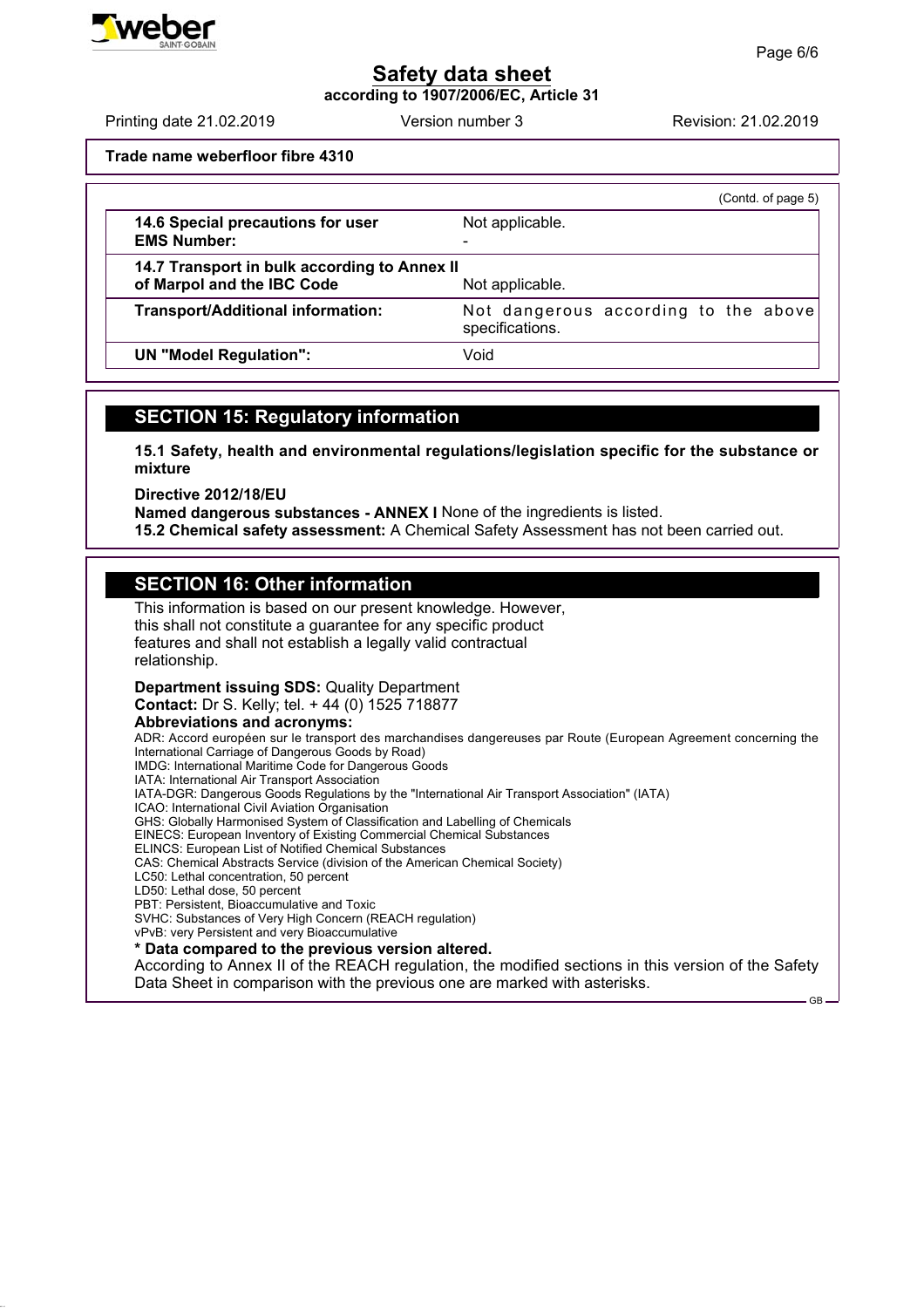Trade name weberfloor fibre 4310

(Contd. of page 5)

| | |
|---|---|
| **14.6 Special precautions for user** | Not applicable. |
| **EMS Number:** | - |
| **14.7 Transport in bulk according to Annex II of Marpol and the IBC Code** | Not applicable. |
| **Transport/Additional information:** | Not dangerous according to the above specifications. |
| **UN "Model Regulation":** | Void |

## SECTION 15: Regulatory information

**15.1 Safety, health and environmental regulations/legislation specific for the substance or mixture**

**Directive 2012/18/EU**

**Named dangerous substances - ANNEX I** None of the ingredients is listed.

**15.2 Chemical safety assessment:** A Chemical Safety Assessment has not been carried out.

## SECTION 16: Other information

This information is based on our present knowledge. However, this shall not constitute a guarantee for any specific product features and shall not establish a legally valid contractual relationship.

**Department issuing SDS:** Quality Department
**Contact:** Dr S. Kelly; tel. + 44 (0) 1525 718877
**Abbreviations and acronyms:**
ADR: Accord européen sur le transport des marchandises dangereuses par Route (European Agreement concerning the International Carriage of Dangerous Goods by Road)
IMDG: International Maritime Code for Dangerous Goods
IATA: International Air Transport Association
IATA-DGR: Dangerous Goods Regulations by the "International Air Transport Association" (IATA)
ICAO: International Civil Aviation Organisation
GHS: Globally Harmonised System of Classification and Labelling of Chemicals
EINECS: European Inventory of Existing Commercial Chemical Substances
ELINCS: European List of Notified Chemical Substances
CAS: Chemical Abstracts Service (division of the American Chemical Society)
LC50: Lethal concentration, 50 percent
LD50: Lethal dose, 50 percent
PBT: Persistent, Bioaccumulative and Toxic
SVHC: Substances of Very High Concern (REACH regulation)
vPvB: very Persistent and very Bioaccumulative

**\* Data compared to the previous version altered.**

According to Annex II of the REACH regulation, the modified sections in this version of the Safety Data Sheet in comparison with the previous one are marked with asterisks.